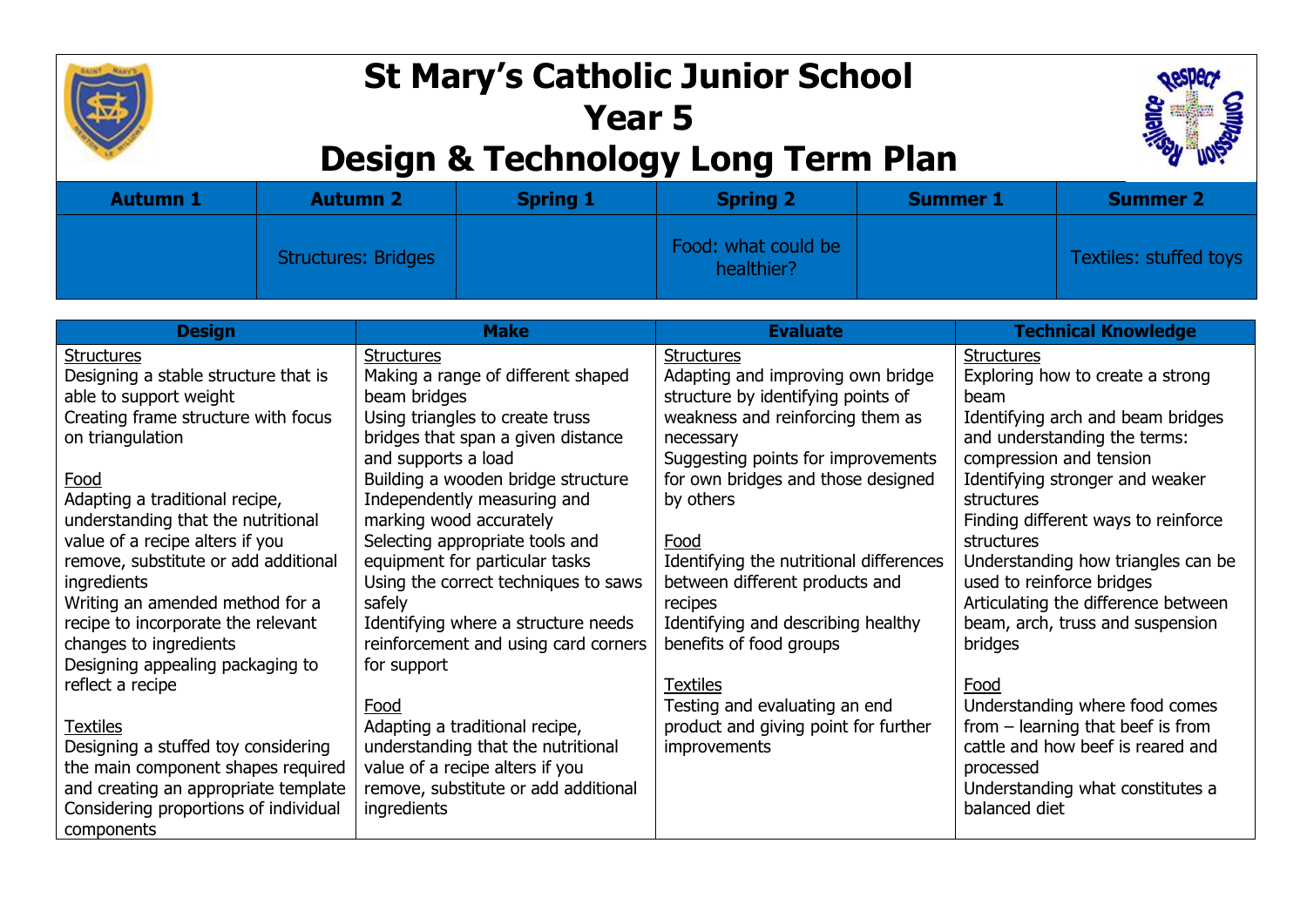# St Mary's Catholic Junior School
# Year 5
# Design & Technology Long Term Plan

| Autumn 1 | Autumn 2 | Spring 1 | Spring 2 | Summer 1 | Summer 2 |
|---|---|---|---|---|---|
| | Structures: Bridges | | Food: what could be healthier? | | Textiles: stuffed toys |

| Design | Make | Evaluate | Technical Knowledge |
|---|---|---|---|
| Structures<br>Designing a stable structure that is able to support weight<br>Creating frame structure with focus on triangulation<br><br>Food<br>Adapting a traditional recipe, understanding that the nutritional value of a recipe alters if you remove, substitute or add additional ingredients<br>Writing an amended method for a recipe to incorporate the relevant changes to ingredients<br>Designing appealing packaging to reflect a recipe<br><br>Textiles<br>Designing a stuffed toy considering the main component shapes required and creating an appropriate template<br>Considering proportions of individual components | Structures<br>Making a range of different shaped beam bridges<br>Using triangles to create truss bridges that span a given distance and supports a load<br>Building a wooden bridge structure<br>Independently measuring and marking wood accurately<br>Selecting appropriate tools and equipment for particular tasks<br>Using the correct techniques to saws safely<br>Identifying where a structure needs reinforcement and using card corners for support<br><br>Food<br>Adapting a traditional recipe, understanding that the nutritional value of a recipe alters if you remove, substitute or add additional ingredients | Structures<br>Adapting and improving own bridge structure by identifying points of weakness and reinforcing them as necessary<br>Suggesting points for improvements for own bridges and those designed by others<br><br>Food<br>Identifying the nutritional differences between different products and recipes<br>Identifying and describing healthy benefits of food groups<br><br>Textiles<br>Testing and evaluating an end product and giving point for further improvements | Structures<br>Exploring how to create a strong beam<br>Identifying arch and beam bridges and understanding the terms: compression and tension<br>Identifying stronger and weaker structures<br>Finding different ways to reinforce structures<br>Understanding how triangles can be used to reinforce bridges<br>Articulating the difference between beam, arch, truss and suspension bridges<br><br>Food<br>Understanding where food comes from – learning that beef is from cattle and how beef is reared and processed<br>Understanding what constitutes a balanced diet |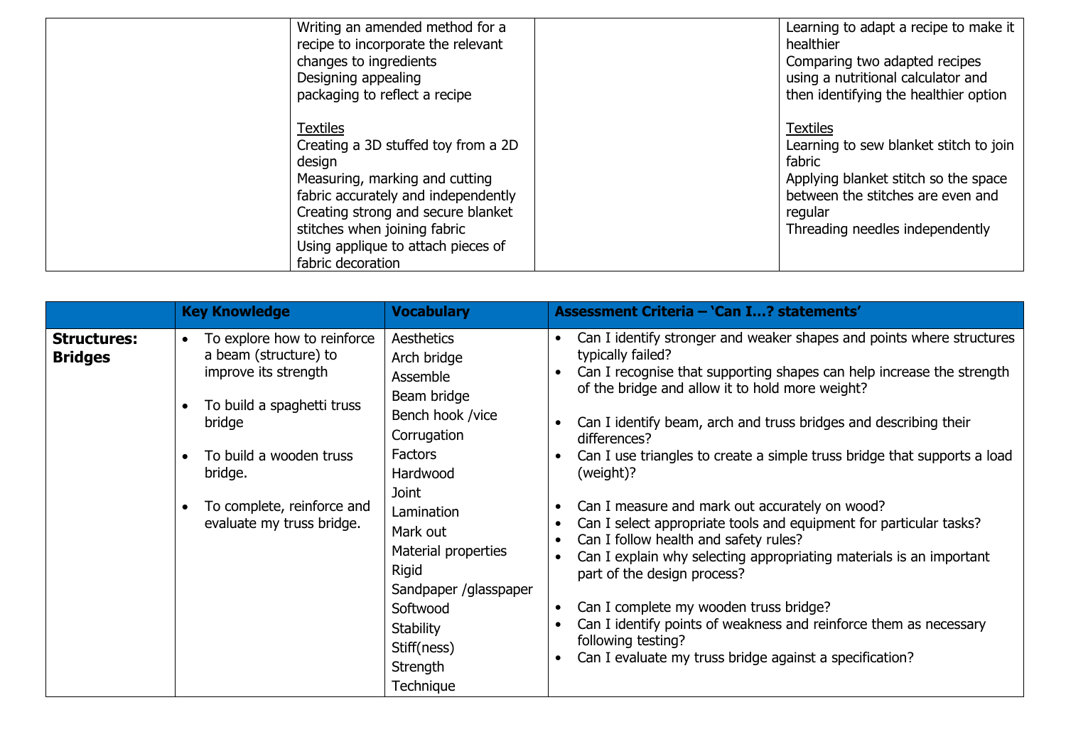| | | | |
|---|---|---|---|
| | Writing an amended method for a recipe to incorporate the relevant changes to ingredients<br>Designing appealing packaging to reflect a recipe<br><br><u>Textiles</u><br>Creating a 3D stuffed toy from a 2D design<br>Measuring, marking and cutting fabric accurately and independently<br>Creating strong and secure blanket stitches when joining fabric<br>Using applique to attach pieces of fabric decoration | | Learning to adapt a recipe to make it healthier<br>Comparing two adapted recipes using a nutritional calculator and then identifying the healthier option<br><br><u>Textiles</u><br>Learning to sew blanket stitch to join fabric<br>Applying blanket stitch so the space between the stitches are even and regular<br>Threading needles independently |

| | **Key Knowledge** | **Vocabulary** | **Assessment Criteria – 'Can I…? statements'** |
|---|---|---|---|
| **Structures: Bridges** | • To explore how to reinforce a beam (structure) to improve its strength<br><br>• To build a spaghetti truss bridge<br><br>• To build a wooden truss bridge.<br><br>• To complete, reinforce and evaluate my truss bridge. | Aesthetics<br>Arch bridge<br>Assemble<br>Beam bridge<br>Bench hook /vice<br>Corrugation<br>Factors<br>Hardwood<br>Joint<br>Lamination<br>Mark out<br>Material properties<br>Rigid<br>Sandpaper /glasspaper<br>Softwood<br>Stability<br>Stiff(ness)<br>Strength<br>Technique | • Can I identify stronger and weaker shapes and points where structures typically failed?<br>• Can I recognise that supporting shapes can help increase the strength of the bridge and allow it to hold more weight?<br><br>• Can I identify beam, arch and truss bridges and describing their differences?<br>• Can I use triangles to create a simple truss bridge that supports a load (weight)?<br><br>• Can I measure and mark out accurately on wood?<br>• Can I select appropriate tools and equipment for particular tasks?<br>• Can I follow health and safety rules?<br>• Can I explain why selecting appropriating materials is an important part of the design process?<br><br>• Can I complete my wooden truss bridge?<br>• Can I identify points of weakness and reinforce them as necessary following testing?<br>• Can I evaluate my truss bridge against a specification? |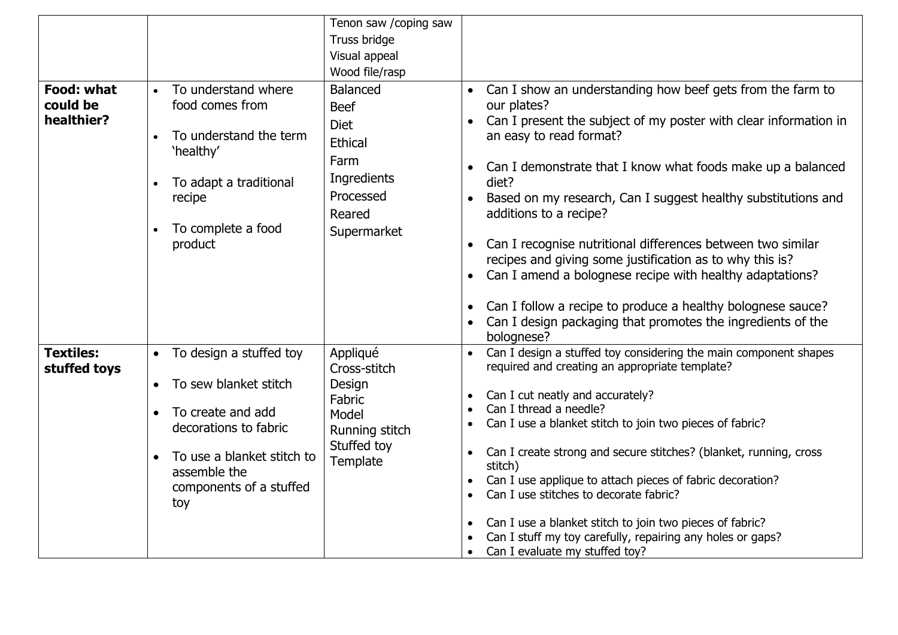| | | | |
|---|---|---|---|
| | | Tenon saw /coping saw<br>Truss bridge<br>Visual appeal<br>Wood file/rasp | |
| **Food: what could be healthier?** | • To understand where food comes from<br><br>• To understand the term 'healthy'<br><br>• To adapt a traditional recipe<br><br>• To complete a food product | Balanced<br>Beef<br>Diet<br>Ethical<br>Farm<br>Ingredients<br>Processed<br>Reared<br>Supermarket | • Can I show an understanding how beef gets from the farm to our plates?<br>• Can I present the subject of my poster with clear information in an easy to read format?<br><br>• Can I demonstrate that I know what foods make up a balanced diet?<br>• Based on my research, Can I suggest healthy substitutions and additions to a recipe?<br><br>• Can I recognise nutritional differences between two similar recipes and giving some justification as to why this is?<br>• Can I amend a bolognese recipe with healthy adaptations?<br><br>• Can I follow a recipe to produce a healthy bolognese sauce?<br>• Can I design packaging that promotes the ingredients of the bolognese? |
| **Textiles: stuffed toys** | • To design a stuffed toy<br><br>• To sew blanket stitch<br><br>• To create and add decorations to fabric<br><br>• To use a blanket stitch to assemble the components of a stuffed toy | Appliqué<br>Cross-stitch<br>Design<br>Fabric<br>Model<br>Running stitch<br>Stuffed toy<br>Template | • Can I design a stuffed toy considering the main component shapes required and creating an appropriate template?<br><br>• Can I cut neatly and accurately?<br>• Can I thread a needle?<br>• Can I use a blanket stitch to join two pieces of fabric?<br><br>• Can I create strong and secure stitches? (blanket, running, cross stitch)<br>• Can I use applique to attach pieces of fabric decoration?<br>• Can I use stitches to decorate fabric?<br><br>• Can I use a blanket stitch to join two pieces of fabric?<br>• Can I stuff my toy carefully, repairing any holes or gaps?<br>• Can I evaluate my stuffed toy? |